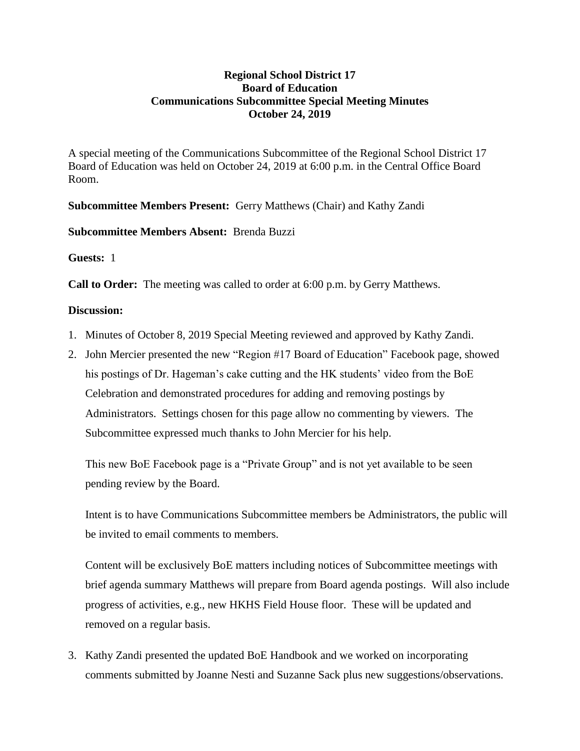# Regional School District 17
## Board of Education
## Communications Subcommittee Special Meeting Minutes
## October 24, 2019

A special meeting of the Communications Subcommittee of the Regional School District 17 Board of Education was held on October 24, 2019 at 6:00 p.m. in the Central Office Board Room.

**Subcommittee Members Present:** Gerry Matthews (Chair) and Kathy Zandi

**Subcommittee Members Absent:** Brenda Buzzi

**Guests:** 1

**Call to Order:** The meeting was called to order at 6:00 p.m. by Gerry Matthews.

**Discussion:**

1. Minutes of October 8, 2019 Special Meeting reviewed and approved by Kathy Zandi.
2. John Mercier presented the new "Region #17 Board of Education" Facebook page, showed his postings of Dr. Hageman's cake cutting and the HK students' video from the BoE Celebration and demonstrated procedures for adding and removing postings by Administrators. Settings chosen for this page allow no commenting by viewers. The Subcommittee expressed much thanks to John Mercier for his help.

   This new BoE Facebook page is a "Private Group" and is not yet available to be seen pending review by the Board.

   Intent is to have Communications Subcommittee members be Administrators, the public will be invited to email comments to members.

   Content will be exclusively BoE matters including notices of Subcommittee meetings with brief agenda summary Matthews will prepare from Board agenda postings. Will also include progress of activities, e.g., new HKHS Field House floor. These will be updated and removed on a regular basis.

3. Kathy Zandi presented the updated BoE Handbook and we worked on incorporating comments submitted by Joanne Nesti and Suzanne Sack plus new suggestions/observations.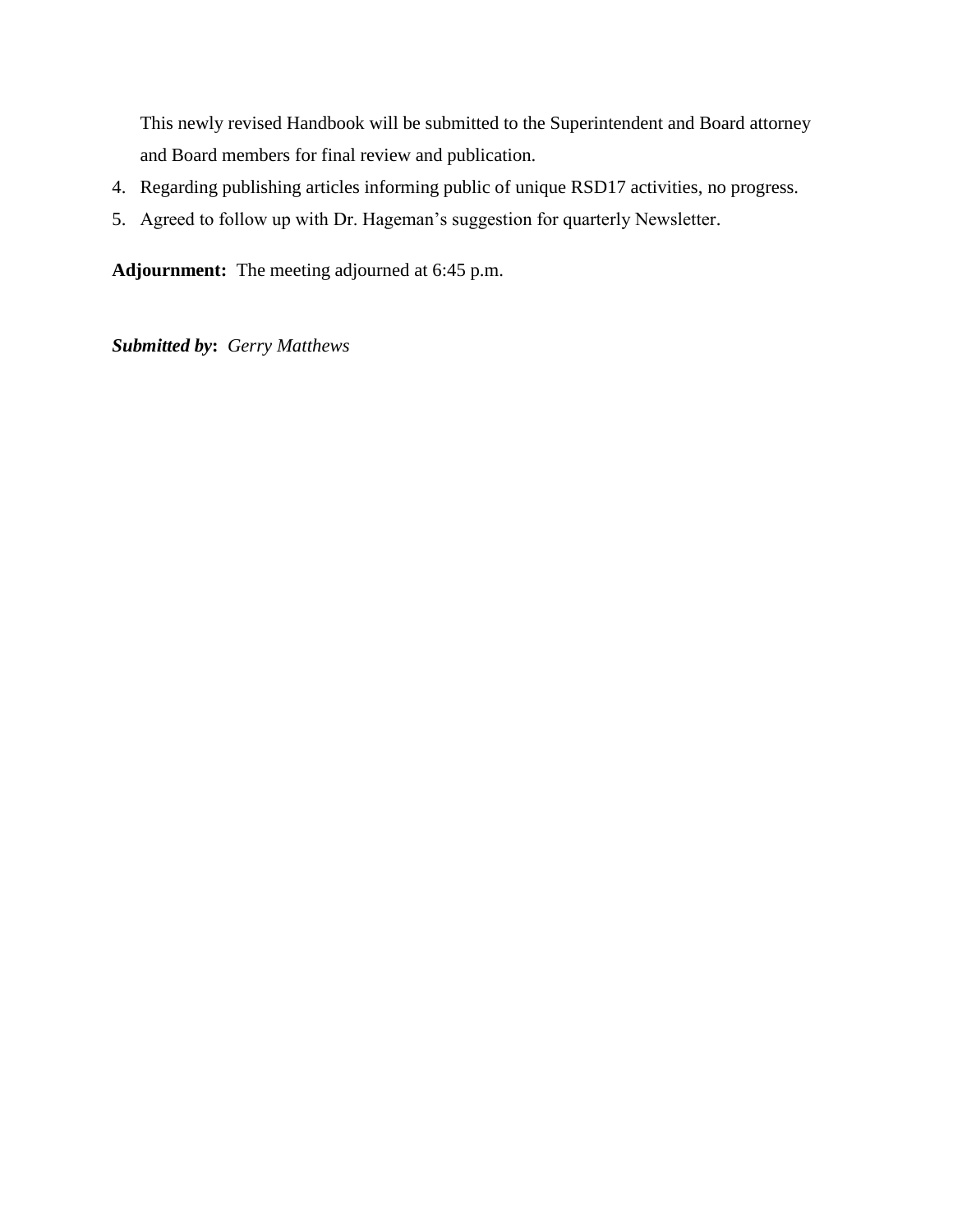This newly revised Handbook will be submitted to the Superintendent and Board attorney and Board members for final review and publication.

4. Regarding publishing articles informing public of unique RSD17 activities, no progress.
5. Agreed to follow up with Dr. Hageman's suggestion for quarterly Newsletter.

**Adjournment:** The meeting adjourned at 6:45 p.m.

***Submitted by*:** *Gerry Matthews*